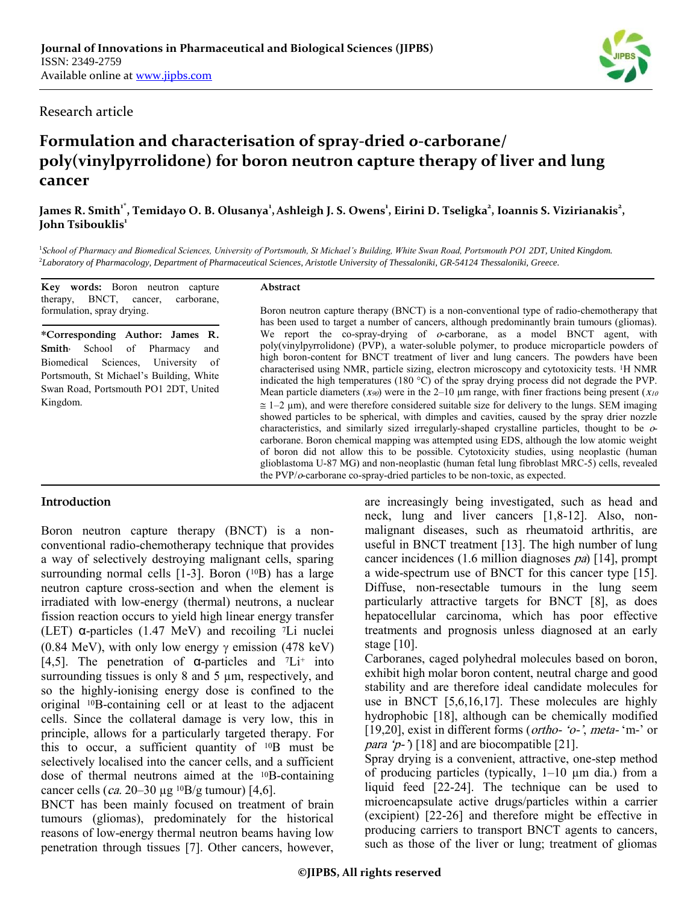**Journal of Innovations in Pharmaceutical and Biological Sciences (JIPBS)**
ISSN: 2349-2759
Available online at www.jipbs.com

Research article

# Formulation and characterisation of spray-dried *o*-carborane/ poly(vinylpyrrolidone) for boron neutron capture therapy of liver and lung cancer

**James R. Smith[1*], Temidayo O. B. Olusanya[1], Ashleigh J. S. Owens[1], Eirini D. Tseligka[2], Ioannis S. Vizirianakis[2], John Tsibouklis[1]**

[1]*School of Pharmacy and Biomedical Sciences, University of Portsmouth, St Michael's Building, White Swan Road, Portsmouth PO1 2DT, United Kingdom.*
[2]*Laboratory of Pharmacology, Department of Pharmaceutical Sciences, Aristotle University of Thessaloniki, GR-54124 Thessaloniki, Greece.*

**Key words:** Boron neutron capture therapy, BNCT, cancer, carborane, formulation, spray drying.

**\*Corresponding Author: James R. Smith**, School of Pharmacy and Biomedical Sciences, University of Portsmouth, St Michael's Building, White Swan Road, Portsmouth PO1 2DT, United Kingdom.

**Abstract**

Boron neutron capture therapy (BNCT) is a non-conventional type of radio-chemotherapy that has been used to target a number of cancers, although predominantly brain tumours (gliomas). We report the co-spray-drying of *o*-carborane, as a model BNCT agent, with poly(vinylpyrrolidone) (PVP), a water-soluble polymer, to produce microparticle powders of high boron-content for BNCT treatment of liver and lung cancers. The powders have been characterised using NMR, particle sizing, electron microscopy and cytotoxicity tests. $^{1}$H NMR indicated the high temperatures (180 °C) of the spray drying process did not degrade the PVP. Mean particle diameters ($x_{90}$) were in the 2–10 μm range, with finer fractions being present ($x_{10}$ ≅ 1–2 μm), and were therefore considered suitable size for delivery to the lungs. SEM imaging showed particles to be spherical, with dimples and cavities, caused by the spray drier nozzle characteristics, and similarly sized irregularly-shaped crystalline particles, thought to be *o*-carborane. Boron chemical mapping was attempted using EDS, although the low atomic weight of boron did not allow this to be possible. Cytotoxicity studies, using neoplastic (human glioblastoma U-87 MG) and non-neoplastic (human fetal lung fibroblast MRC-5) cells, revealed the PVP/*o*-carborane co-spray-dried particles to be non-toxic, as expected.

## Introduction

Boron neutron capture therapy (BNCT) is a non-conventional radio-chemotherapy technique that provides a way of selectively destroying malignant cells, sparing surrounding normal cells [1-3]. Boron ($^{10}$B) has a large neutron capture cross-section and when the element is irradiated with low-energy (thermal) neutrons, a nuclear fission reaction occurs to yield high linear energy transfer (LET) α-particles (1.47 MeV) and recoiling $^{7}$Li nuclei (0.84 MeV), with only low energy γ emission (478 keV) [4,5]. The penetration of α-particles and $^{7}Li^{+}$ into surrounding tissues is only 8 and 5 μm, respectively, and so the highly-ionising energy dose is confined to the original $^{10}$B-containing cell or at least to the adjacent cells. Since the collateral damage is very low, this in principle, allows for a particularly targeted therapy. For this to occur, a sufficient quantity of $^{10}$B must be selectively localised into the cancer cells, and a sufficient dose of thermal neutrons aimed at the $^{10}$B-containing cancer cells (*ca.* 20–30 μg $^{10}$B/g tumour) [4,6].

BNCT has been mainly focused on treatment of brain tumours (gliomas), predominately for the historical reasons of low-energy thermal neutron beams having low penetration through tissues [7]. Other cancers, however, are increasingly being investigated, such as head and neck, lung and liver cancers [1,8-12]. Also, non-malignant diseases, such as rheumatoid arthritis, are useful in BNCT treatment [13]. The high number of lung cancer incidences (1.6 million diagnoses *pa*) [14], prompt a wide-spectrum use of BNCT for this cancer type [15]. Diffuse, non-resectable tumours in the lung seem particularly attractive targets for BNCT [8], as does hepatocellular carcinoma, which has poor effective treatments and prognosis unless diagnosed at an early stage [10].

Carboranes, caged polyhedral molecules based on boron, exhibit high molar boron content, neutral charge and good stability and are therefore ideal candidate molecules for use in BNCT [5,6,16,17]. These molecules are highly hydrophobic [18], although can be chemically modified [19,20], exist in different forms (*ortho-* '*o*-', *meta-* 'm-' or *para* '*p*-') [18] and are biocompatible [21].

Spray drying is a convenient, attractive, one-step method of producing particles (typically, 1–10 μm dia.) from a liquid feed [22-24]. The technique can be used to microencapsulate active drugs/particles within a carrier (excipient) [22-26] and therefore might be effective in producing carriers to transport BNCT agents to cancers, such as those of the liver or lung; treatment of gliomas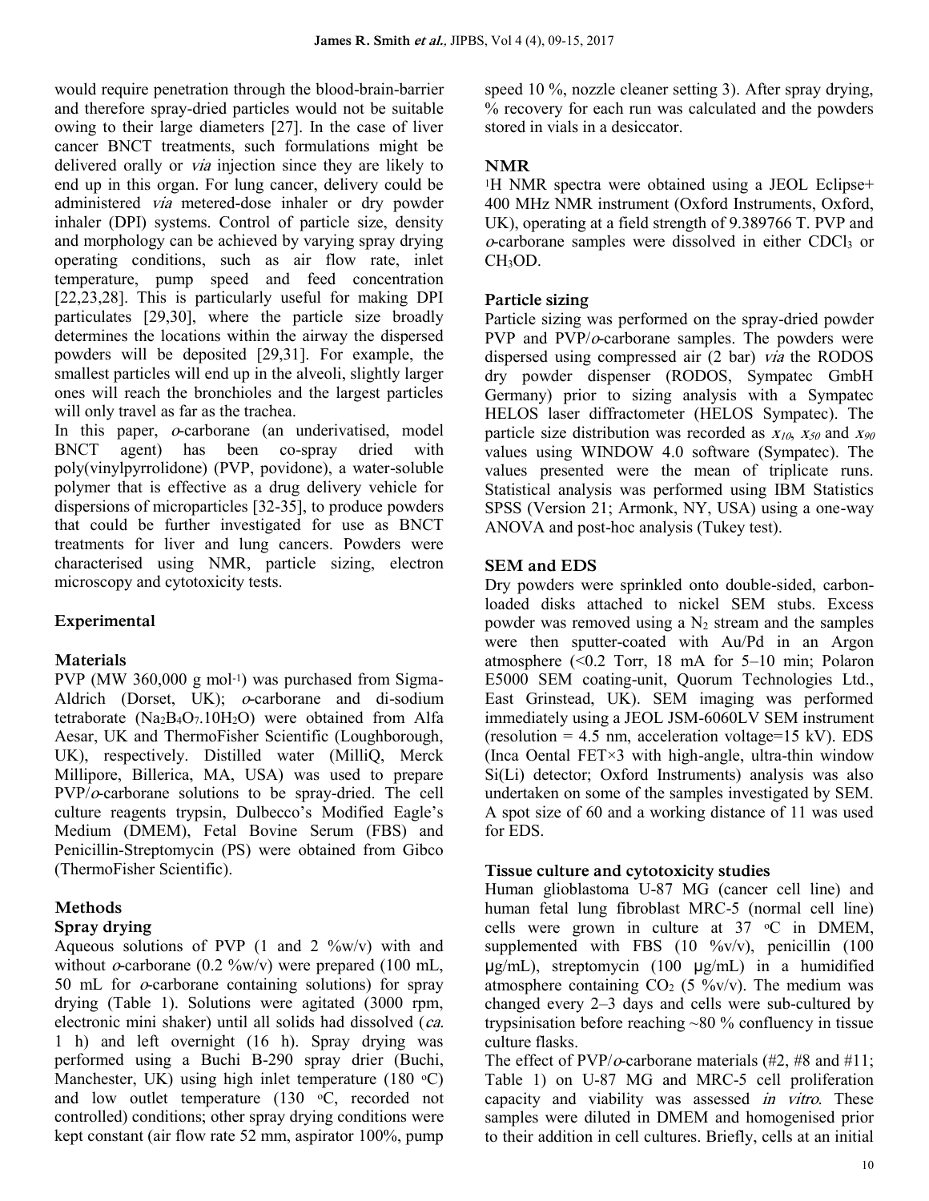would require penetration through the blood-brain-barrier and therefore spray-dried particles would not be suitable owing to their large diameters [27]. In the case of liver cancer BNCT treatments, such formulations might be delivered orally or *via* injection since they are likely to end up in this organ. For lung cancer, delivery could be administered *via* metered-dose inhaler or dry powder inhaler (DPI) systems. Control of particle size, density and morphology can be achieved by varying spray drying operating conditions, such as air flow rate, inlet temperature, pump speed and feed concentration [22,23,28]. This is particularly useful for making DPI particulates [29,30], where the particle size broadly determines the locations within the airway the dispersed powders will be deposited [29,31]. For example, the smallest particles will end up in the alveoli, slightly larger ones will reach the bronchioles and the largest particles will only travel as far as the trachea.

In this paper, *o*-carborane (an underivatised, model BNCT agent) has been co-spray dried with poly(vinylpyrrolidone) (PVP, povidone), a water-soluble polymer that is effective as a drug delivery vehicle for dispersions of microparticles [32-35], to produce powders that could be further investigated for use as BNCT treatments for liver and lung cancers. Powders were characterised using NMR, particle sizing, electron microscopy and cytotoxicity tests.

## Experimental

### Materials

PVP (MW 360,000 g mol$^{-1}$) was purchased from Sigma-Aldrich (Dorset, UK); *o*-carborane and di-sodium tetraborate ($Na_2B_4O_7.10H_2O$) were obtained from Alfa Aesar, UK and ThermoFisher Scientific (Loughborough, UK), respectively. Distilled water (MilliQ, Merck Millipore, Billerica, MA, USA) was used to prepare PVP/*o*-carborane solutions to be spray-dried. The cell culture reagents trypsin, Dulbecco's Modified Eagle's Medium (DMEM), Fetal Bovine Serum (FBS) and Penicillin-Streptomycin (PS) were obtained from Gibco (ThermoFisher Scientific).

### Methods

#### Spray drying

Aqueous solutions of PVP (1 and 2 %w/v) with and without *o*-carborane (0.2 %w/v) were prepared (100 mL, 50 mL for *o*-carborane containing solutions) for spray drying (Table 1). Solutions were agitated (3000 rpm, electronic mini shaker) until all solids had dissolved (*ca.* 1 h) and left overnight (16 h). Spray drying was performed using a Buchi B-290 spray drier (Buchi, Manchester, UK) using high inlet temperature (180 °C) and low outlet temperature (130 °C, recorded not controlled) conditions; other spray drying conditions were kept constant (air flow rate 52 mm, aspirator 100%, pump speed 10 %, nozzle cleaner setting 3). After spray drying, % recovery for each run was calculated and the powders stored in vials in a desiccator.

#### NMR

$^1$H NMR spectra were obtained using a JEOL Eclipse+ 400 MHz NMR instrument (Oxford Instruments, Oxford, UK), operating at a field strength of 9.389766 T. PVP and *o*-carborane samples were dissolved in either $CDCl_3$ or $CH_3OD$.

#### Particle sizing

Particle sizing was performed on the spray-dried powder PVP and PVP/*o*-carborane samples. The powders were dispersed using compressed air (2 bar) *via* the RODOS dry powder dispenser (RODOS, Sympatec GmbH Germany) prior to sizing analysis with a Sympatec HELOS laser diffractometer (HELOS Sympatec). The particle size distribution was recorded as $x_{10}$, $x_{50}$ and $x_{90}$ values using WINDOW 4.0 software (Sympatec). The values presented were the mean of triplicate runs. Statistical analysis was performed using IBM Statistics SPSS (Version 21; Armonk, NY, USA) using a one-way ANOVA and post-hoc analysis (Tukey test).

#### SEM and EDS

Dry powders were sprinkled onto double-sided, carbon-loaded disks attached to nickel SEM stubs. Excess powder was removed using a $N_2$ stream and the samples were then sputter-coated with Au/Pd in an Argon atmosphere (<0.2 Torr, 18 mA for 5–10 min; Polaron E5000 SEM coating-unit, Quorum Technologies Ltd., East Grinstead, UK). SEM imaging was performed immediately using a JEOL JSM-6060LV SEM instrument (resolution = 4.5 nm, acceleration voltage=15 kV). EDS (Inca Oental FET×3 with high-angle, ultra-thin window Si(Li) detector; Oxford Instruments) analysis was also undertaken on some of the samples investigated by SEM. A spot size of 60 and a working distance of 11 was used for EDS.

#### Tissue culture and cytotoxicity studies

Human glioblastoma U-87 MG (cancer cell line) and human fetal lung fibroblast MRC-5 (normal cell line) cells were grown in culture at 37 °C in DMEM, supplemented with FBS (10 %v/v), penicillin (100 μg/mL), streptomycin (100 μg/mL) in a humidified atmosphere containing $CO_2$ (5 %v/v). The medium was changed every 2–3 days and cells were sub-cultured by trypsinisation before reaching ~80 % confluency in tissue culture flasks.

The effect of PVP/*o*-carborane materials (#2, #8 and #11; Table 1) on U-87 MG and MRC-5 cell proliferation capacity and viability was assessed *in vitro*. These samples were diluted in DMEM and homogenised prior to their addition in cell cultures. Briefly, cells at an initial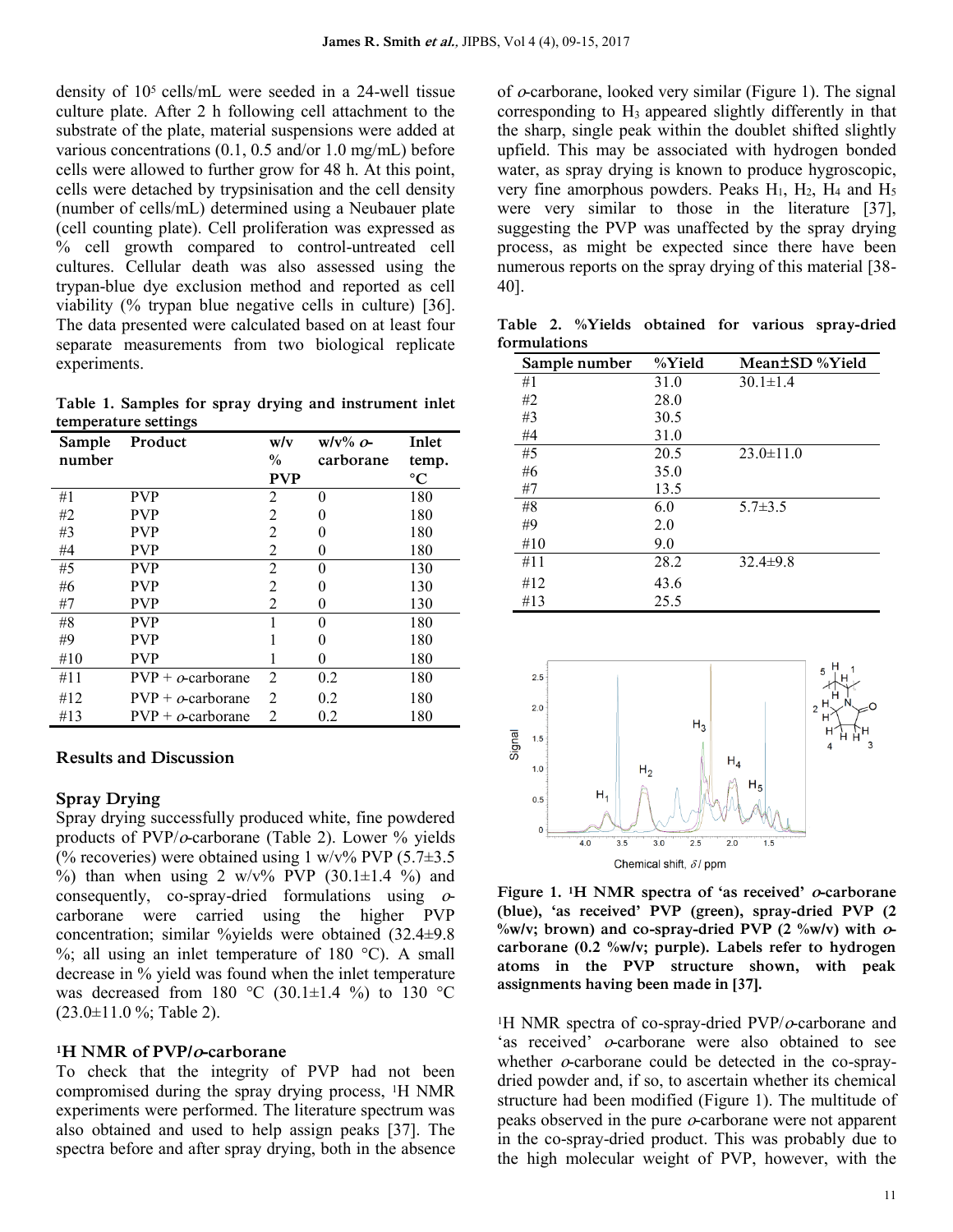density of $10^5$ cells/mL were seeded in a 24-well tissue culture plate. After 2 h following cell attachment to the substrate of the plate, material suspensions were added at various concentrations (0.1, 0.5 and/or 1.0 mg/mL) before cells were allowed to further grow for 48 h. At this point, cells were detached by trypsinisation and the cell density (number of cells/mL) determined using a Neubauer plate (cell counting plate). Cell proliferation was expressed as % cell growth compared to control-untreated cell cultures. Cellular death was also assessed using the trypan-blue dye exclusion method and reported as cell viability (% trypan blue negative cells in culture) [36]. The data presented were calculated based on at least four separate measurements from two biological replicate experiments.

**Table 1. Samples for spray drying and instrument inlet temperature settings**

| Sample number | Product | w/v % PVP | w/v% *o*-carborane | Inlet temp. °C |
|---|---|---|---|---|
| #1 | PVP | 2 | 0 | 180 |
| #2 | PVP | 2 | 0 | 180 |
| #3 | PVP | 2 | 0 | 180 |
| #4 | PVP | 2 | 0 | 180 |
| #5 | PVP | 2 | 0 | 130 |
| #6 | PVP | 2 | 0 | 130 |
| #7 | PVP | 2 | 0 | 130 |
| #8 | PVP | 1 | 0 | 180 |
| #9 | PVP | 1 | 0 | 180 |
| #10 | PVP | 1 | 0 | 180 |
| #11 | PVP + *o*-carborane | 2 | 0.2 | 180 |
| #12 | PVP + *o*-carborane | 2 | 0.2 | 180 |
| #13 | PVP + *o*-carborane | 2 | 0.2 | 180 |

## Results and Discussion

### Spray Drying

Spray drying successfully produced white, fine powdered products of PVP/*o*-carborane (Table 2). Lower % yields (% recoveries) were obtained using 1 w/v% PVP (5.7±3.5 %) than when using 2 w/v% PVP (30.1±1.4 %) and consequently, co-spray-dried formulations using *o*-carborane were carried using the higher PVP concentration; similar %yields were obtained (32.4±9.8 %; all using an inlet temperature of 180 °C). A small decrease in % yield was found when the inlet temperature was decreased from 180 °C (30.1±1.4 %) to 130 °C (23.0±11.0 %; Table 2).

### $^1$H NMR of PVP/*o*-carborane

To check that the integrity of PVP had not been compromised during the spray drying process, $^1$H NMR experiments were performed. The literature spectrum was also obtained and used to help assign peaks [37]. The spectra before and after spray drying, both in the absence of *o*-carborane, looked very similar (Figure 1). The signal corresponding to $H_3$ appeared slightly differently in that the sharp, single peak within the doublet shifted slightly upfield. This may be associated with hydrogen bonded water, as spray drying is known to produce hygroscopic, very fine amorphous powders. Peaks $H_1$, $H_2$, $H_4$ and $H_5$ were very similar to those in the literature [37], suggesting the PVP was unaffected by the spray drying process, as might be expected since there have been numerous reports on the spray drying of this material [38-40].

**Table 2. %Yields obtained for various spray-dried formulations**

| Sample number | %Yield | Mean±SD %Yield |
|---|---|---|
| #1 | 31.0 | 30.1±1.4 |
| #2 | 28.0 | |
| #3 | 30.5 | |
| #4 | 31.0 | |
| #5 | 20.5 | 23.0±11.0 |
| #6 | 35.0 | |
| #7 | 13.5 | |
| #8 | 6.0 | 5.7±3.5 |
| #9 | 2.0 | |
| #10 | 9.0 | |
| #11 | 28.2 | 32.4±9.8 |
| #12 | 43.6 | |
| #13 | 25.5 | |

**Figure 1. $^1$H NMR spectra of 'as received' *o*-carborane (blue), 'as received' PVP (green), spray-dried PVP (2 %w/v; brown) and co-spray-dried PVP (2 %w/v) with *o*-carborane (0.2 %w/v; purple). Labels refer to hydrogen atoms in the PVP structure shown, with peak assignments having been made in [37].**

$^1$H NMR spectra of co-spray-dried PVP/*o*-carborane and 'as received' *o*-carborane were also obtained to see whether *o*-carborane could be detected in the co-spray-dried powder and, if so, to ascertain whether its chemical structure had been modified (Figure 1). The multitude of peaks observed in the pure *o*-carborane were not apparent in the co-spray-dried product. This was probably due to the high molecular weight of PVP, however, with the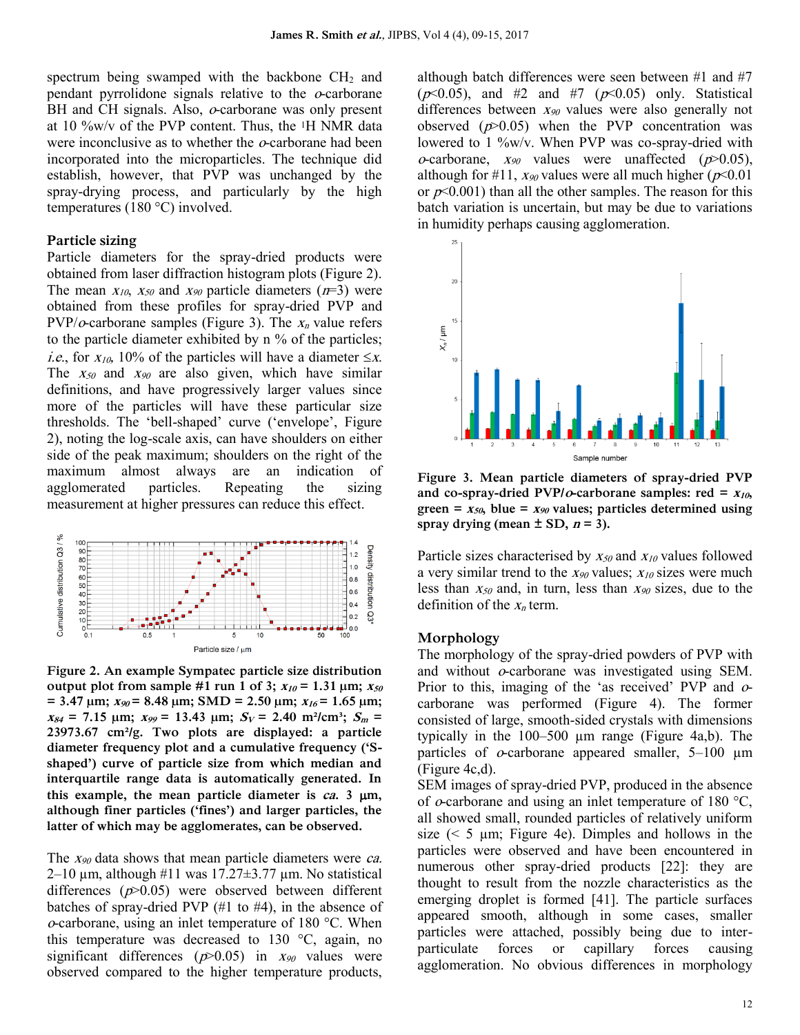spectrum being swamped with the backbone $CH_2$ and pendant pyrrolidone signals relative to the *o*-carborane BH and CH signals. Also, *o*-carborane was only present at 10 %w/v of the PVP content. Thus, the $^1$H NMR data were inconclusive as to whether the *o*-carborane had been incorporated into the microparticles. The technique did establish, however, that PVP was unchanged by the spray-drying process, and particularly by the high temperatures (180 °C) involved.

## Particle sizing

Particle diameters for the spray-dried products were obtained from laser diffraction histogram plots (Figure 2). The mean $x_{10}$, $x_{50}$ and $x_{90}$ particle diameters ($n$=3) were obtained from these profiles for spray-dried PVP and PVP/*o*-carborane samples (Figure 3). The $x_n$ value refers to the particle diameter exhibited by n % of the particles; *i.e.*, for $x_{10}$, 10% of the particles will have a diameter ≤$x$. The $x_{50}$ and $x_{90}$ are also given, which have similar definitions, and have progressively larger values since more of the particles will have these particular size thresholds. The 'bell-shaped' curve ('envelope', Figure 2), noting the log-scale axis, can have shoulders on either side of the peak maximum; shoulders on the right of the maximum almost always are an indication of agglomerated particles. Repeating the sizing measurement at higher pressures can reduce this effect.

**Figure 2. An example Sympatec particle size distribution output plot from sample #1 run 1 of 3; $x_{10}$ = 1.31 µm; $x_{50}$ = 3.47 µm; $x_{90}$ = 8.48 µm; SMD = 2.50 µm; $x_{16}$ = 1.65 µm; $x_{84}$ = 7.15 µm; $x_{99}$ = 13.43 µm; $S_V$ = 2.40 m²/cm³; $S_m$ = 23973.67 cm²/g. Two plots are displayed: a particle diameter frequency plot and a cumulative frequency ('S-shaped') curve of particle size from which median and interquartile range data is automatically generated. In this example, the mean particle diameter is *ca.* 3 µm, although finer particles ('fines') and larger particles, the latter of which may be agglomerates, can be observed.**

The $x_{90}$ data shows that mean particle diameters were *ca.* 2–10 µm, although #11 was 17.27±3.77 µm. No statistical differences ($p$>0.05) were observed between different batches of spray-dried PVP (#1 to #4), in the absence of *o*-carborane, using an inlet temperature of 180 °C. When this temperature was decreased to 130 °C, again, no significant differences ($p$>0.05) in $x_{90}$ values were observed compared to the higher temperature products, although batch differences were seen between #1 and #7 ($p$<0.05), and #2 and #7 ($p$<0.05) only. Statistical differences between $x_{90}$ values were also generally not observed ($p$>0.05) when the PVP concentration was lowered to 1 %w/v. When PVP was co-spray-dried with *o*-carborane, $x_{90}$ values were unaffected ($p$>0.05), although for #11, $x_{90}$ values were all much higher ($p$<0.01 or $p$<0.001) than all the other samples. The reason for this batch variation is uncertain, but may be due to variations in humidity perhaps causing agglomeration.

**Figure 3. Mean particle diameters of spray-dried PVP and co-spray-dried PVP/*o*-carborane samples: red = $x_{10}$, green = $x_{50}$, blue = $x_{90}$ values; particles determined using spray drying (mean ± SD, $n$ = 3).**

Particle sizes characterised by $x_{50}$ and $x_{10}$ values followed a very similar trend to the $x_{90}$ values; $x_{10}$ sizes were much less than $x_{50}$ and, in turn, less than $x_{90}$ sizes, due to the definition of the $x_n$ term.

## Morphology

The morphology of the spray-dried powders of PVP with and without *o*-carborane was investigated using SEM. Prior to this, imaging of the 'as received' PVP and *o*-carborane was performed (Figure 4). The former consisted of large, smooth-sided crystals with dimensions typically in the 100–500 µm range (Figure 4a,b). The particles of *o*-carborane appeared smaller, 5–100 µm (Figure 4c,d).

SEM images of spray-dried PVP, produced in the absence of *o*-carborane and using an inlet temperature of 180 °C, all showed small, rounded particles of relatively uniform size (< 5 µm; Figure 4e). Dimples and hollows in the particles were observed and have been encountered in numerous other spray-dried products [22]: they are thought to result from the nozzle characteristics as the emerging droplet is formed [41]. The particle surfaces appeared smooth, although in some cases, smaller particles were attached, possibly being due to inter-particulate forces or capillary forces causing agglomeration. No obvious differences in morphology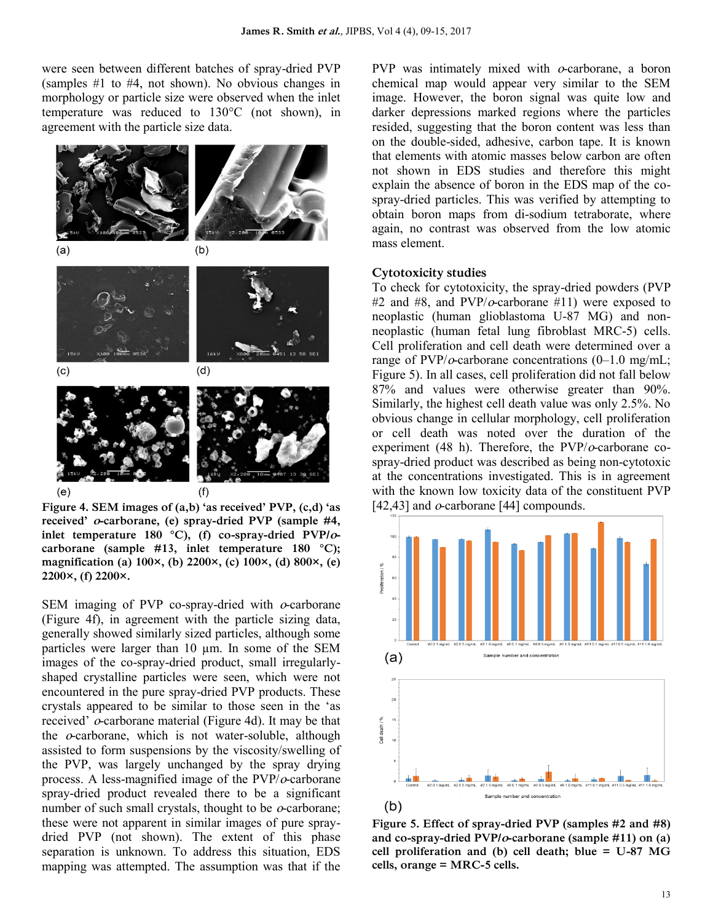were seen between different batches of spray-dried PVP (samples #1 to #4, not shown). No obvious changes in morphology or particle size were observed when the inlet temperature was reduced to 130°C (not shown), in agreement with the particle size data.

**Figure 4. SEM images of (a,b) 'as received' PVP, (c,d) 'as received' *o*-carborane, (e) spray-dried PVP (sample #4, inlet temperature 180 °C), (f) co-spray-dried PVP/*o*-carborane (sample #13, inlet temperature 180 °C); magnification (a) 100×, (b) 2200×, (c) 100×, (d) 800×, (e) 2200×, (f) 2200×.**

SEM imaging of PVP co-spray-dried with *o*-carborane (Figure 4f), in agreement with the particle sizing data, generally showed similarly sized particles, although some particles were larger than 10 µm. In some of the SEM images of the co-spray-dried product, small irregularly-shaped crystalline particles were seen, which were not encountered in the pure spray-dried PVP products. These crystals appeared to be similar to those seen in the 'as received' *o*-carborane material (Figure 4d). It may be that the *o*-carborane, which is not water-soluble, although assisted to form suspensions by the viscosity/swelling of the PVP, was largely unchanged by the spray drying process. A less-magnified image of the PVP/*o*-carborane spray-dried product revealed there to be a significant number of such small crystals, thought to be *o*-carborane; these were not apparent in similar images of pure spray-dried PVP (not shown). The extent of this phase separation is unknown. To address this situation, EDS mapping was attempted. The assumption was that if the PVP was intimately mixed with *o*-carborane, a boron chemical map would appear very similar to the SEM image. However, the boron signal was quite low and darker depressions marked regions where the particles resided, suggesting that the boron content was less than on the double-sided, adhesive, carbon tape. It is known that elements with atomic masses below carbon are often not shown in EDS studies and therefore this might explain the absence of boron in the EDS map of the co-spray-dried particles. This was verified by attempting to obtain boron maps from di-sodium tetraborate, where again, no contrast was observed from the low atomic mass element.

### Cytotoxicity studies

To check for cytotoxicity, the spray-dried powders (PVP #2 and #8, and PVP/*o*-carborane #11) were exposed to neoplastic (human glioblastoma U-87 MG) and non-neoplastic (human fetal lung fibroblast MRC-5) cells. Cell proliferation and cell death were determined over a range of PVP/*o*-carborane concentrations (0–1.0 mg/mL; Figure 5). In all cases, cell proliferation did not fall below 87% and values were otherwise greater than 90%. Similarly, the highest cell death value was only 2.5%. No obvious change in cellular morphology, cell proliferation or cell death was noted over the duration of the experiment (48 h). Therefore, the PVP/*o*-carborane co-spray-dried product was described as being non-cytotoxic at the concentrations investigated. This is in agreement with the known low toxicity data of the constituent PVP [42,43] and *o*-carborane [44] compounds.

**Figure 5. Effect of spray-dried PVP (samples #2 and #8) and co-spray-dried PVP/*o*-carborane (sample #11) on (a) cell proliferation and (b) cell death; blue = U-87 MG cells, orange = MRC-5 cells.**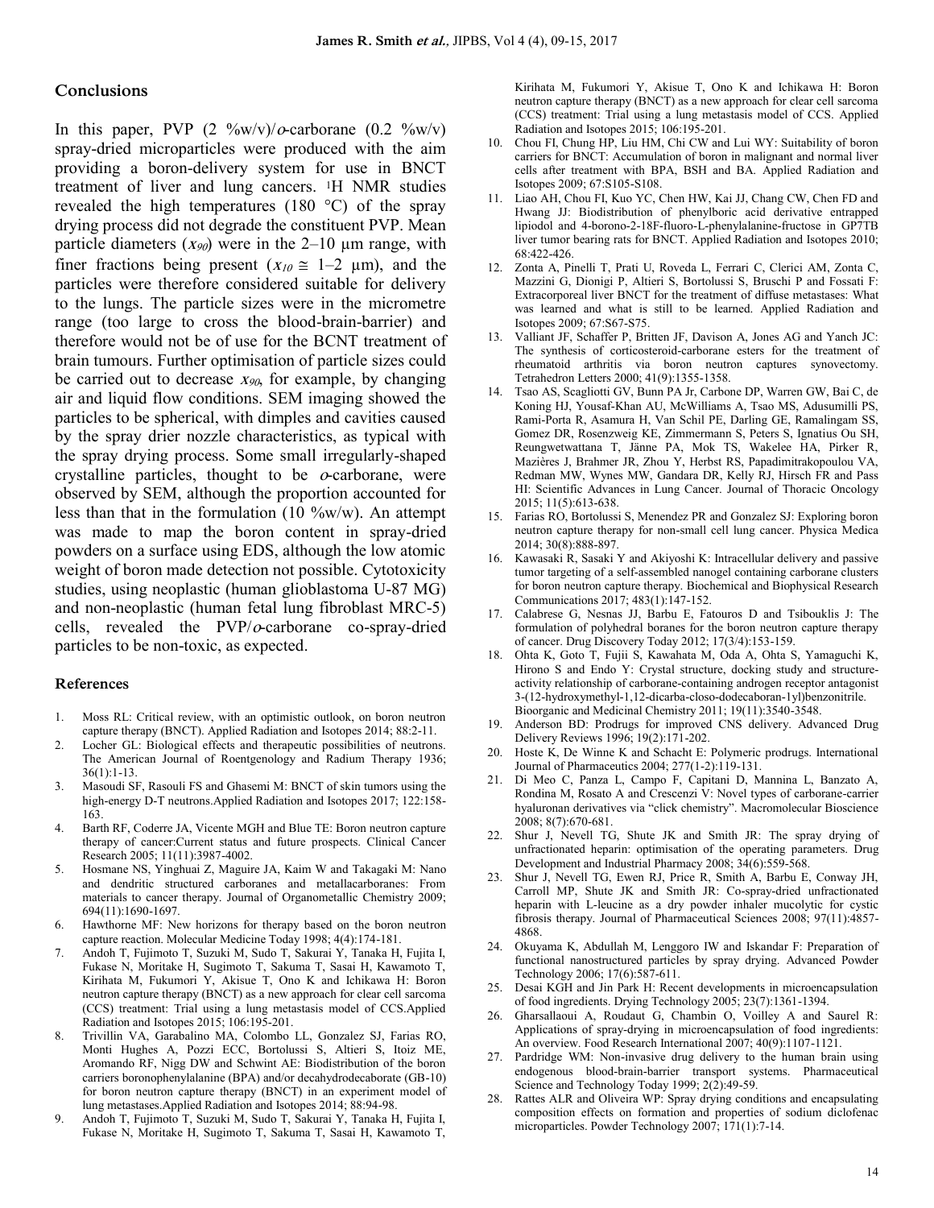## Conclusions

In this paper, PVP (2 %w/v)/*o*-carborane (0.2 %w/v) spray-dried microparticles were produced with the aim providing a boron-delivery system for use in BNCT treatment of liver and lung cancers. $^{1}$H NMR studies revealed the high temperatures (180 °C) of the spray drying process did not degrade the constituent PVP. Mean particle diameters ($x_{90}$) were in the 2–10 μm range, with finer fractions being present ($x_{10} \cong$ 1–2 μm), and the particles were therefore considered suitable for delivery to the lungs. The particle sizes were in the micrometre range (too large to cross the blood-brain-barrier) and therefore would not be of use for the BCNT treatment of brain tumours. Further optimisation of particle sizes could be carried out to decrease $x_{90}$, for example, by changing air and liquid flow conditions. SEM imaging showed the particles to be spherical, with dimples and cavities caused by the spray drier nozzle characteristics, as typical with the spray drying process. Some small irregularly-shaped crystalline particles, thought to be *o*-carborane, were observed by SEM, although the proportion accounted for less than that in the formulation (10 %w/w). An attempt was made to map the boron content in spray-dried powders on a surface using EDS, although the low atomic weight of boron made detection not possible. Cytotoxicity studies, using neoplastic (human glioblastoma U-87 MG) and non-neoplastic (human fetal lung fibroblast MRC-5) cells, revealed the PVP/*o*-carborane co-spray-dried particles to be non-toxic, as expected.

## References

1. Moss RL: Critical review, with an optimistic outlook, on boron neutron capture therapy (BNCT). Applied Radiation and Isotopes 2014; 88:2-11.
2. Locher GL: Biological effects and therapeutic possibilities of neutrons. The American Journal of Roentgenology and Radium Therapy 1936; 36(1):1-13.
3. Masoudi SF, Rasouli FS and Ghasemi M: BNCT of skin tumors using the high-energy D-T neutrons.Applied Radiation and Isotopes 2017; 122:158-163.
4. Barth RF, Coderre JA, Vicente MGH and Blue TE: Boron neutron capture therapy of cancer:Current status and future prospects. Clinical Cancer Research 2005; 11(11):3987-4002.
5. Hosmane NS, Yinghuai Z, Maguire JA, Kaim W and Takagaki M: Nano and dendritic structured carboranes and metallacarboranes: From materials to cancer therapy. Journal of Organometallic Chemistry 2009; 694(11):1690-1697.
6. Hawthorne MF: New horizons for therapy based on the boron neutron capture reaction. Molecular Medicine Today 1998; 4(4):174-181.
7. Andoh T, Fujimoto T, Suzuki M, Sudo T, Sakurai Y, Tanaka H, Fujita I, Fukase N, Moritake H, Sugimoto T, Sakuma T, Sasai H, Kawamoto T, Kirihata M, Fukumori Y, Akisue T, Ono K and Ichikawa H: Boron neutron capture therapy (BNCT) as a new approach for clear cell sarcoma (CCS) treatment: Trial using a lung metastasis model of CCS.Applied Radiation and Isotopes 2015; 106:195-201.
8. Trivillin VA, Garabalino MA, Colombo LL, Gonzalez SJ, Farias RO, Monti Hughes A, Pozzi ECC, Bortolussi S, Altieri S, Itoiz ME, Aromando RF, Nigg DW and Schwint AE: Biodistribution of the boron carriers boronophenylalanine (BPA) and/or decahydrodecaborate (GB-10) for boron neutron capture therapy (BNCT) in an experiment model of lung metastases.Applied Radiation and Isotopes 2014; 88:94-98.
9. Andoh T, Fujimoto T, Suzuki M, Sudo T, Sakurai Y, Tanaka H, Fujita I, Fukase N, Moritake H, Sugimoto T, Sakuma T, Sasai H, Kawamoto T, Kirihata M, Fukumori Y, Akisue T, Ono K and Ichikawa H: Boron neutron capture therapy (BNCT) as a new approach for clear cell sarcoma (CCS) treatment: Trial using a lung metastasis model of CCS. Applied Radiation and Isotopes 2015; 106:195-201.
10. Chou FI, Chung HP, Liu HM, Chi CW and Lui WY: Suitability of boron carriers for BNCT: Accumulation of boron in malignant and normal liver cells after treatment with BPA, BSH and BA. Applied Radiation and Isotopes 2009; 67:S105-S108.
11. Liao AH, Chou FI, Kuo YC, Chen HW, Kai JJ, Chang CW, Chen FD and Hwang JJ: Biodistribution of phenylboric acid derivative entrapped lipiodol and 4-borono-2-18F-fluoro-L-phenylalanine-fructose in GP7TB liver tumor bearing rats for BNCT. Applied Radiation and Isotopes 2010; 68:422-426.
12. Zonta A, Pinelli T, Prati U, Roveda L, Ferrari C, Clerici AM, Zonta C, Mazzini G, Dionigi P, Altieri S, Bortolussi S, Bruschi P and Fossati F: Extracorporeal liver BNCT for the treatment of diffuse metastases: What was learned and what is still to be learned. Applied Radiation and Isotopes 2009; 67:S67-S75.
13. Valliant JF, Schaffer P, Britten JF, Davison A, Jones AG and Yanch JC: The synthesis of corticosteroid-carborane esters for the treatment of rheumatoid arthritis via boron neutron captures synovectomy. Tetrahedron Letters 2000; 41(9):1355-1358.
14. Tsao AS, Scagliotti GV, Bunn PA Jr, Carbone DP, Warren GW, Bai C, de Koning HJ, Yousaf-Khan AU, McWilliams A, Tsao MS, Adusumilli PS, Rami-Porta R, Asamura H, Van Schil PE, Darling GE, Ramalingam SS, Gomez DR, Rosenzweig KE, Zimmermann S, Peters S, Ignatius Ou SH, Reungwetwattana T, Jänne PA, Mok TS, Wakelee HA, Pirker R, Mazières J, Brahmer JR, Zhou Y, Herbst RS, Papadimitrakopoulou VA, Redman MW, Wynes MW, Gandara DR, Kelly RJ, Hirsch FR and Pass HI: Scientific Advances in Lung Cancer. Journal of Thoracic Oncology 2015; 11(5):613-638.
15. Farias RO, Bortolussi S, Menendez PR and Gonzalez SJ: Exploring boron neutron capture therapy for non-small cell lung cancer. Physica Medica 2014; 30(8):888-897.
16. Kawasaki R, Sasaki Y and Akiyoshi K: Intracellular delivery and passive tumor targeting of a self-assembled nanogel containing carborane clusters for boron neutron capture therapy. Biochemical and Biophysical Research Communications 2017; 483(1):147-152.
17. Calabrese G, Nesnas JJ, Barbu E, Fatouros D and Tsibouklis J: The formulation of polyhedral boranes for the boron neutron capture therapy of cancer. Drug Discovery Today 2012; 17(3/4):153-159.
18. Ohta K, Goto T, Fujii S, Kawahata M, Oda A, Ohta S, Yamaguchi K, Hirono S and Endo Y: Crystal structure, docking study and structure-activity relationship of carborane-containing androgen receptor antagonist 3-(12-hydroxymethyl-1,12-dicarba-closo-dodecaboran-1yl)benzonitrile. Bioorganic and Medicinal Chemistry 2011; 19(11):3540-3548.
19. Anderson BD: Prodrugs for improved CNS delivery. Advanced Drug Delivery Reviews 1996; 19(2):171-202.
20. Hoste K, De Winne K and Schacht E: Polymeric prodrugs. International Journal of Pharmaceutics 2004; 277(1-2):119-131.
21. Di Meo C, Panza L, Campo F, Capitani D, Mannina L, Banzato A, Rondina M, Rosato A and Crescenzi V: Novel types of carborane-carrier hyaluronan derivatives via "click chemistry". Macromolecular Bioscience 2008; 8(7):670-681.
22. Shur J, Nevell TG, Shute JK and Smith JR: The spray drying of unfractionated heparin: optimisation of the operating parameters. Drug Development and Industrial Pharmacy 2008; 34(6):559-568.
23. Shur J, Nevell TG, Ewen RJ, Price R, Smith A, Barbu E, Conway JH, Carroll MP, Shute JK and Smith JR: Co-spray-dried unfractionated heparin with L-leucine as a dry powder inhaler mucolytic for cystic fibrosis therapy. Journal of Pharmaceutical Sciences 2008; 97(11):4857-4868.
24. Okuyama K, Abdullah M, Lenggoro IW and Iskandar F: Preparation of functional nanostructured particles by spray drying. Advanced Powder Technology 2006; 17(6):587-611.
25. Desai KGH and Jin Park H: Recent developments in microencapsulation of food ingredients. Drying Technology 2005; 23(7):1361-1394.
26. Gharsallaoui A, Roudaut G, Chambin O, Voilley A and Saurel R: Applications of spray-drying in microencapsulation of food ingredients: An overview. Food Research International 2007; 40(9):1107-1121.
27. Pardridge WM: Non-invasive drug delivery to the human brain using endogenous blood-brain-barrier transport systems. Pharmaceutical Science and Technology Today 1999; 2(2):49-59.
28. Rattes ALR and Oliveira WP: Spray drying conditions and encapsulating composition effects on formation and properties of sodium diclofenac microparticles. Powder Technology 2007; 171(1):7-14.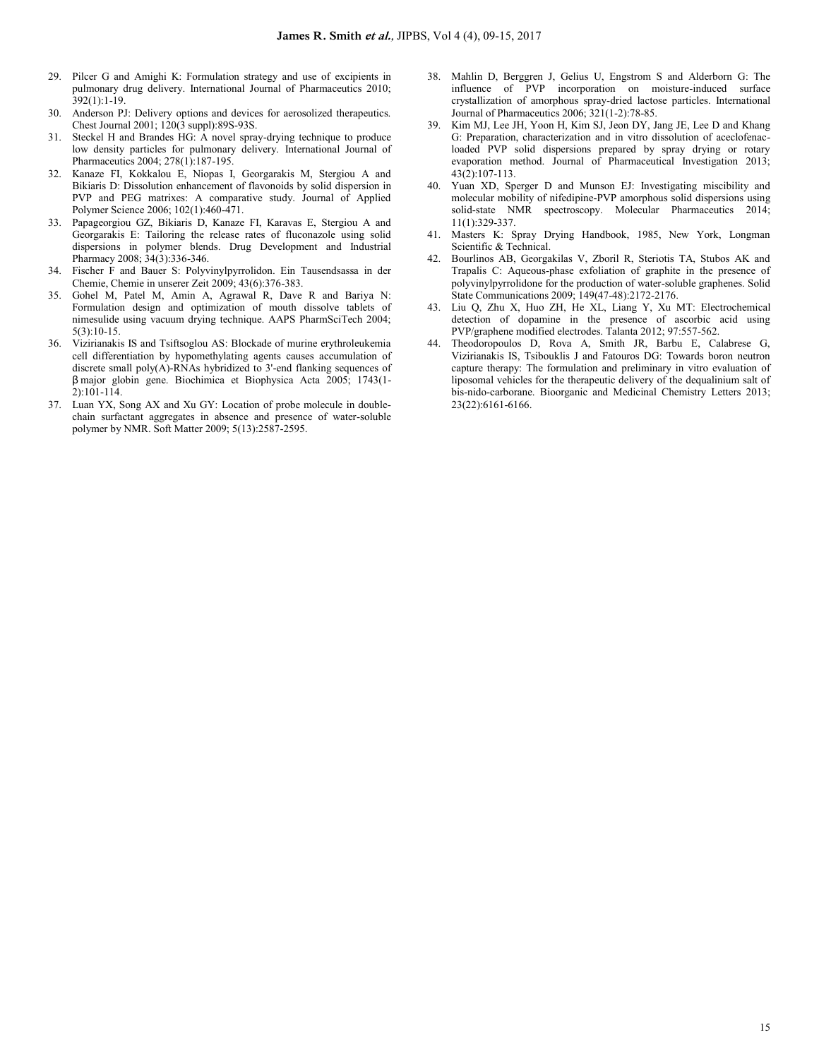29. Pilcer G and Amighi K: Formulation strategy and use of excipients in pulmonary drug delivery. International Journal of Pharmaceutics 2010; 392(1):1-19.
30. Anderson PJ: Delivery options and devices for aerosolized therapeutics. Chest Journal 2001; 120(3 suppl):89S-93S.
31. Steckel H and Brandes HG: A novel spray-drying technique to produce low density particles for pulmonary delivery. International Journal of Pharmaceutics 2004; 278(1):187-195.
32. Kanaze FI, Kokkalou E, Niopas I, Georgarakis M, Stergiou A and Bikiaris D: Dissolution enhancement of flavonoids by solid dispersion in PVP and PEG matrixes: A comparative study. Journal of Applied Polymer Science 2006; 102(1):460-471.
33. Papageorgiou GZ, Bikiaris D, Kanaze FI, Karavas E, Stergiou A and Georgarakis E: Tailoring the release rates of fluconazole using solid dispersions in polymer blends. Drug Development and Industrial Pharmacy 2008; 34(3):336-346.
34. Fischer F and Bauer S: Polyvinylpyrrolidon. Ein Tausendsassa in der Chemie, Chemie in unserer Zeit 2009; 43(6):376-383.
35. Gohel M, Patel M, Amin A, Agrawal R, Dave R and Bariya N: Formulation design and optimization of mouth dissolve tablets of nimesulide using vacuum drying technique. AAPS PharmSciTech 2004; 5(3):10-15.
36. Vizirianakis IS and Tsiftsoglou AS: Blockade of murine erythroleukemia cell differentiation by hypomethylating agents causes accumulation of discrete small poly(A)-RNAs hybridized to 3'-end flanking sequences of β major globin gene. Biochimica et Biophysica Acta 2005; 1743(1-2):101-114.
37. Luan YX, Song AX and Xu GY: Location of probe molecule in double-chain surfactant aggregates in absence and presence of water-soluble polymer by NMR. Soft Matter 2009; 5(13):2587-2595.
38. Mahlin D, Berggren J, Gelius U, Engstrom S and Alderborn G: The influence of PVP incorporation on moisture-induced surface crystallization of amorphous spray-dried lactose particles. International Journal of Pharmaceutics 2006; 321(1-2):78-85.
39. Kim MJ, Lee JH, Yoon H, Kim SJ, Jeon DY, Jang JE, Lee D and Khang G: Preparation, characterization and in vitro dissolution of aceclofenac-loaded PVP solid dispersions prepared by spray drying or rotary evaporation method. Journal of Pharmaceutical Investigation 2013; 43(2):107-113.
40. Yuan XD, Sperger D and Munson EJ: Investigating miscibility and molecular mobility of nifedipine-PVP amorphous solid dispersions using solid-state NMR spectroscopy. Molecular Pharmaceutics 2014; 11(1):329-337.
41. Masters K: Spray Drying Handbook, 1985, New York, Longman Scientific & Technical.
42. Bourlinos AB, Georgakilas V, Zboril R, Steriotis TA, Stubos AK and Trapalis C: Aqueous-phase exfoliation of graphite in the presence of polyvinylpyrrolidone for the production of water-soluble graphenes. Solid State Communications 2009; 149(47-48):2172-2176.
43. Liu Q, Zhu X, Huo ZH, He XL, Liang Y, Xu MT: Electrochemical detection of dopamine in the presence of ascorbic acid using PVP/graphene modified electrodes. Talanta 2012; 97:557-562.
44. Theodoropoulos D, Rova A, Smith JR, Barbu E, Calabrese G, Vizirianakis IS, Tsibouklis J and Fatouros DG: Towards boron neutron capture therapy: The formulation and preliminary in vitro evaluation of liposomal vehicles for the therapeutic delivery of the dequalinium salt of bis-nido-carborane. Bioorganic and Medicinal Chemistry Letters 2013; 23(22):6161-6166.